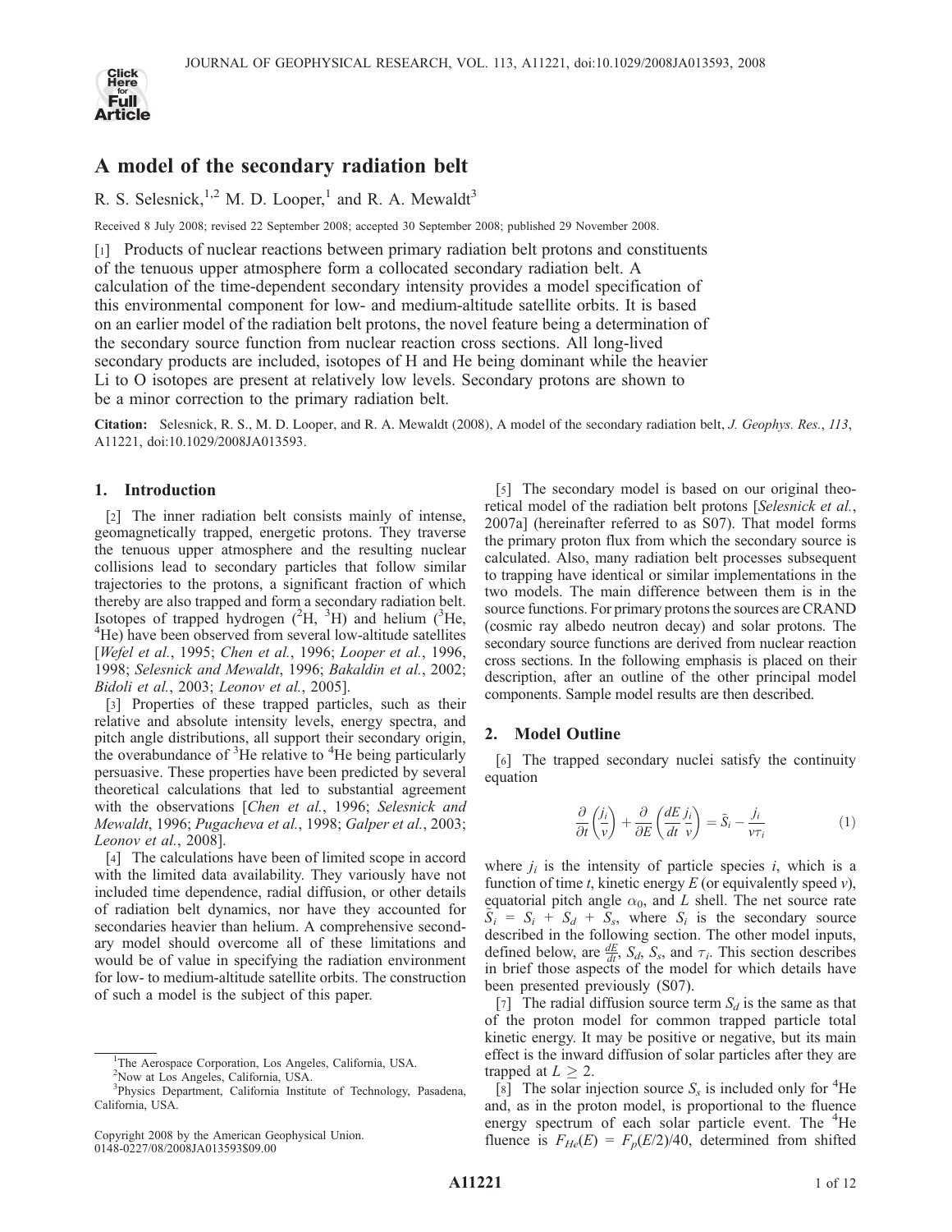# A model of the secondary radiation belt

R. S. Selesnick,[1,2] M. D. Looper,[1] and R. A. Mewaldt[3]

Received 8 July 2008; revised 22 September 2008; accepted 30 September 2008; published 29 November 2008.

[1] Products of nuclear reactions between primary radiation belt protons and constituents of the tenuous upper atmosphere form a collocated secondary radiation belt. A calculation of the time-dependent secondary intensity provides a model specification of this environmental component for low- and medium-altitude satellite orbits. It is based on an earlier model of the radiation belt protons, the novel feature being a determination of the secondary source function from nuclear reaction cross sections. All long-lived secondary products are included, isotopes of H and He being dominant while the heavier Li to O isotopes are present at relatively low levels. Secondary protons are shown to be a minor correction to the primary radiation belt.

**Citation:** Selesnick, R. S., M. D. Looper, and R. A. Mewaldt (2008), A model of the secondary radiation belt, *J. Geophys. Res.*, *113*, A11221, doi:10.1029/2008JA013593.

## 1. Introduction

[2] The inner radiation belt consists mainly of intense, geomagnetically trapped, energetic protons. They traverse the tenuous upper atmosphere and the resulting nuclear collisions lead to secondary particles that follow similar trajectories to the protons, a significant fraction of which thereby are also trapped and form a secondary radiation belt. Isotopes of trapped hydrogen ($^2$H, $^3$H) and helium ($^3$He, $^4$He) have been observed from several low-altitude satellites [*Wefel et al.*, 1995; *Chen et al.*, 1996; *Looper et al.*, 1996, 1998; *Selesnick and Mewaldt*, 1996; *Bakaldin et al.*, 2002; *Bidoli et al.*, 2003; *Leonov et al.*, 2005].

[3] Properties of these trapped particles, such as their relative and absolute intensity levels, energy spectra, and pitch angle distributions, all support their secondary origin, the overabundance of $^3$He relative to $^4$He being particularly persuasive. These properties have been predicted by several theoretical calculations that led to substantial agreement with the observations [*Chen et al.*, 1996; *Selesnick and Mewaldt*, 1996; *Pugacheva et al.*, 1998; *Galper et al.*, 2003; *Leonov et al.*, 2008].

[4] The calculations have been of limited scope in accord with the limited data availability. They variously have not included time dependence, radial diffusion, or other details of radiation belt dynamics, nor have they accounted for secondaries heavier than helium. A comprehensive secondary model should overcome all of these limitations and would be of value in specifying the radiation environment for low- to medium-altitude satellite orbits. The construction of such a model is the subject of this paper.

[1]The Aerospace Corporation, Los Angeles, California, USA.

[2]Now at Los Angeles, California, USA.

[3]Physics Department, California Institute of Technology, Pasadena, California, USA.

Copyright 2008 by the American Geophysical Union.
0148-0227/08/2008JA013593$09.00

[5] The secondary model is based on our original theoretical model of the radiation belt protons [*Selesnick et al.*, 2007a] (hereinafter referred to as S07). That model forms the primary proton flux from which the secondary source is calculated. Also, many radiation belt processes subsequent to trapping have identical or similar implementations in the two models. The main difference between them is in the source functions. For primary protons the sources are CRAND (cosmic ray albedo neutron decay) and solar protons. The secondary source functions are derived from nuclear reaction cross sections. In the following emphasis is placed on their description, after an outline of the other principal model components. Sample model results are then described.

## 2. Model Outline

[6] The trapped secondary nuclei satisfy the continuity equation

$$\frac{\partial}{\partial t}\left(\frac{j_i}{v}\right) + \frac{\partial}{\partial E}\left(\frac{dE}{dt}\frac{j_i}{v}\right) = \tilde{S}_i - \frac{j_i}{v\tau_i} \tag{1}$$

where $j_i$ is the intensity of particle species $i$, which is a function of time $t$, kinetic energy $E$ (or equivalently speed $v$), equatorial pitch angle $\alpha_0$, and $L$ shell. The net source rate $\tilde{S}_i = S_i + S_d + S_s$, where $S_i$ is the secondary source described in the following section. The other model inputs, defined below, are $\frac{dE}{dt}$, $S_d$, $S_s$, and $\tau_i$. This section describes in brief those aspects of the model for which details have been presented previously (S07).

[7] The radial diffusion source term $S_d$ is the same as that of the proton model for common trapped particle total kinetic energy. It may be positive or negative, but its main effect is the inward diffusion of solar particles after they are trapped at $L \geq 2$.

[8] The solar injection source $S_s$ is included only for $^4$He and, as in the proton model, is proportional to the fluence energy spectrum of each solar particle event. The $^4$He fluence is $F_{He}(E) = F_p(E/2)/40$, determined from shifted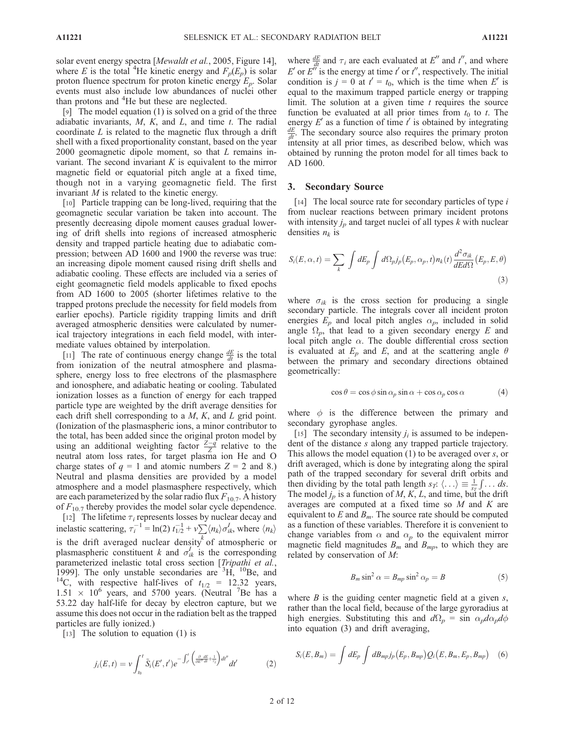solar event energy spectra [*Mewaldt et al.*, 2005, Figure 14], where $E$ is the total $^4$He kinetic energy and $F_p(E_p)$ is solar proton fluence spectrum for proton kinetic energy $E_p$. Solar events must also include low abundances of nuclei other than protons and $^4$He but these are neglected.

[9] The model equation (1) is solved on a grid of the three adiabatic invariants, $M$, $K$, and $L$, and time $t$. The radial coordinate $L$ is related to the magnetic flux through a drift shell with a fixed proportionality constant, based on the year 2000 geomagnetic dipole moment, so that $L$ remains invariant. The second invariant $K$ is equivalent to the mirror magnetic field or equatorial pitch angle at a fixed time, though not in a varying geomagnetic field. The first invariant $M$ is related to the kinetic energy.

[10] Particle trapping can be long-lived, requiring that the geomagnetic secular variation be taken into account. The presently decreasing dipole moment causes gradual lowering of drift shells into regions of increased atmospheric density and trapped particle heating due to adiabatic compression; between AD 1600 and 1900 the reverse was true: an increasing dipole moment caused rising drift shells and adiabatic cooling. These effects are included via a series of eight geomagnetic field models applicable to fixed epochs from AD 1600 to 2005 (shorter lifetimes relative to the trapped protons preclude the necessity for field models from earlier epochs). Particle rigidity trapping limits and drift averaged atmospheric densities were calculated by numerical trajectory integrations in each field model, with intermediate values obtained by interpolation.

[11] The rate of continuous energy change $\frac{dE}{dt}$ is the total from ionization of the neutral atmosphere and plasmasphere, energy loss to free electrons of the plasmasphere and ionosphere, and adiabatic heating or cooling. Tabulated ionization losses as a function of energy for each trapped particle type are weighted by the drift average densities for each drift shell corresponding to a $M$, $K$, and $L$ grid point. (Ionization of the plasmaspheric ions, a minor contributor to the total, has been added since the original proton model by using an additional weighting factor $\frac{Z-q}{Z}$ relative to the neutral atom loss rates, for target plasma ion He and O charge states of $q = 1$ and atomic numbers $Z = 2$ and 8.) Neutral and plasma densities are provided by a model atmosphere and a model plasmasphere respectively, which are each parameterized by the solar radio flux $F_{10.7}$. A history of $F_{10.7}$ thereby provides the model solar cycle dependence.

[12] The lifetime $\tau_i$ represents losses by nuclear decay and inelastic scattering, $\tau_i^{-1} = \ln(2)\, t_{1/2}^{-1} + v\sum_k \langle n_k\rangle \sigma_{ik}^I$, where $\langle n_k\rangle$ is the drift averaged nuclear density of atmospheric or plasmaspheric constituent $k$ and $\sigma_{ik}^I$ is the corresponding parameterized inelastic total cross section [*Tripathi et al.*, 1999]. The only unstable secondaries are $^3$H, $^{10}$Be, and $^{14}$C, with respective half-lives of $t_{1/2}$ = 12.32 years, $1.51 \times 10^6$ years, and 5700 years. (Neutral $^7$Be has a 53.22 day half-life for decay by electron capture, but we assume this does not occur in the radiation belt as the trapped particles are fully ionized.)

[13] The solution to equation (1) is

$$j_i(E,t) = v\int_{t_0}^{t} \tilde{S}_i(E',t')\, e^{-\int_{t'}^{t}\left(\frac{\partial}{\partial E''}\frac{dE}{dt} + \frac{1}{\tau_i}\right)dt''}\, dt' \qquad (2)$$

where $\frac{dE}{dt}$ and $\tau_i$ are each evaluated at $E''$ and $t''$, and where $E'$ or $E''$ is the energy at time $t'$ or $t''$, respectively. The initial condition is $j = 0$ at $t' = t_0$, which is the time when $E'$ is equal to the maximum trapped particle energy or trapping limit. The solution at a given time $t$ requires the source function be evaluated at all prior times from $t_0$ to $t$. The energy $E'$ as a function of time $t'$ is obtained by integrating $\frac{dE}{dt}$. The secondary source also requires the primary proton intensity at all prior times, as described below, which was obtained by running the proton model for all times back to AD 1600.

## 3. Secondary Source

[14] The local source rate for secondary particles of type $i$ from nuclear reactions between primary incident protons with intensity $j_p$ and target nuclei of all types $k$ with nuclear densities $n_k$ is

$$S_i(E,\alpha,t) = \sum_k \int dE_p \int d\Omega_p j_p(E_p,\alpha_p,t)\, n_k(t) \frac{d^2\sigma_{ik}}{dE d\Omega}(E_p,E,\theta) \qquad (3)$$

where $\sigma_{ik}$ is the cross section for producing a single secondary particle. The integrals cover all incident proton energies $E_p$ and local pitch angles $\alpha_p$, included in solid angle $\Omega_p$, that lead to a given secondary energy $E$ and local pitch angle $\alpha$. The double differential cross section is evaluated at $E_p$ and $E$, and at the scattering angle $\theta$ between the primary and secondary directions obtained geometrically:

$$\cos\theta = \cos\phi \sin\alpha_p \sin\alpha + \cos\alpha_p \cos\alpha \qquad (4)$$

where $\phi$ is the difference between the primary and secondary gyrophase angles.

[15] The secondary intensity $j_i$ is assumed to be independent of the distance $s$ along any trapped particle trajectory. This allows the model equation (1) to be averaged over $s$, or drift averaged, which is done by integrating along the spiral path of the trapped secondary for several drift orbits and then dividing by the total path length $s_T$: $\langle \ldots \rangle \equiv \frac{1}{s_T}\int \ldots\, ds$. The model $j_p$ is a function of $M$, $K$, $L$, and time, but the drift averages are computed at a fixed time so $M$ and $K$ are equivalent to $E$ and $B_m$. The source rate should be computed as a function of these variables. Therefore it is convenient to change variables from $\alpha$ and $\alpha_p$ to the equivalent mirror magnetic field magnitudes $B_m$ and $B_{mp}$, to which they are related by conservation of $M$:

$$B_m \sin^2\alpha = B_{mp}\sin^2\alpha_p = B \qquad (5)$$

where $B$ is the guiding center magnetic field at a given $s$, rather than the local field, because of the large gyroradius at high energies. Substituting this and $d\Omega_p = \sin\alpha_p d\alpha_p d\phi$ into equation (3) and drift averaging,

$$S_i(E,B_m) = \int dE_p \int dB_{mp} j_p(E_p,B_{mp}) Q_i(E,B_m,E_p,B_{mp}) \qquad (6)$$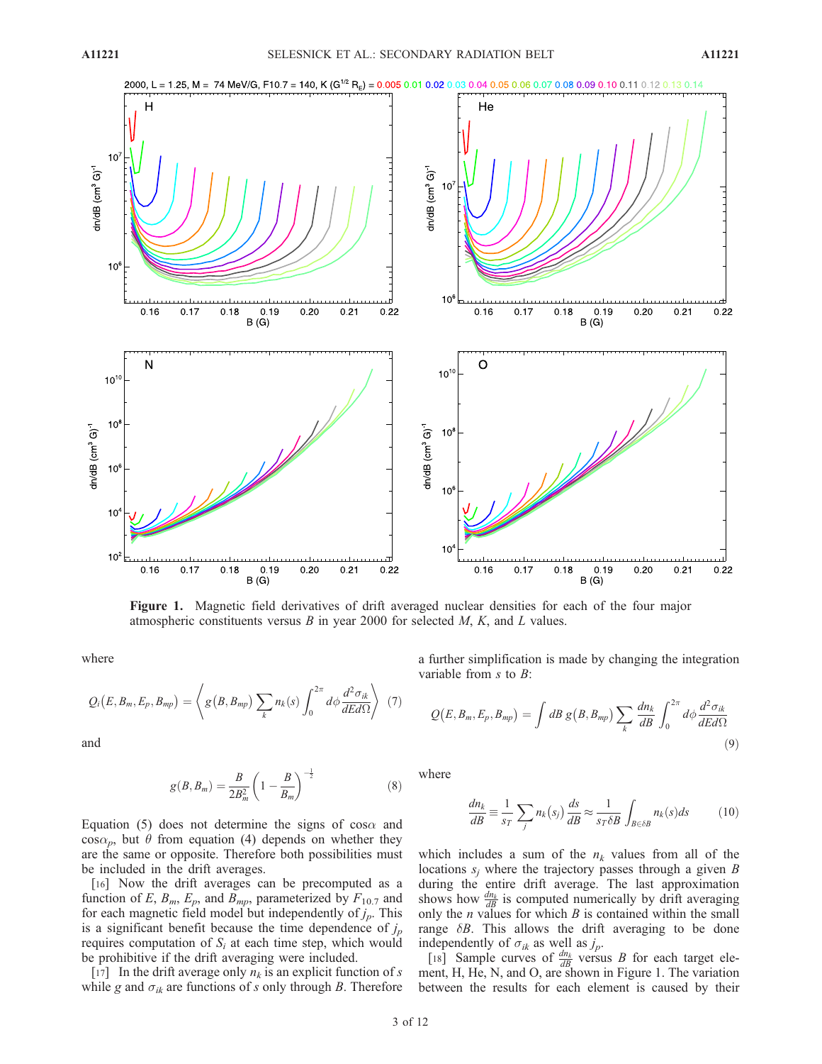Figure 1. Magnetic field derivatives of drift averaged nuclear densities for each of the four major atmospheric constituents versus $B$ in year 2000 for selected $M$, $K$, and $L$ values.

where

$$Q_i(E, B_m, E_p, B_{mp}) = \left\langle g(B, B_{mp}) \sum_k n_k(s) \int_0^{2\pi} d\phi \frac{d^2\sigma_{ik}}{dEd\Omega} \right\rangle \quad (7)$$

and

$$g(B, B_m) = \frac{B}{2B_m^2}\left(1 - \frac{B}{B_m}\right)^{-\frac{1}{2}} \quad (8)$$

Equation (5) does not determine the signs of $\cos\alpha$ and $\cos\alpha_p$, but $\theta$ from equation (4) depends on whether they are the same or opposite. Therefore both possibilities must be included in the drift averages.

[16] Now the drift averages can be precomputed as a function of $E$, $B_m$, $E_p$, and $B_{mp}$, parameterized by $F_{10.7}$ and for each magnetic field model but independently of $j_p$. This is a significant benefit because the time dependence of $j_p$ requires computation of $S_i$ at each time step, which would be prohibitive if the drift averaging were included.

[17] In the drift average only $n_k$ is an explicit function of $s$ while $g$ and $\sigma_{ik}$ are functions of $s$ only through $B$. Therefore a further simplification is made by changing the integration variable from $s$ to $B$:

$$Q(E, B_m, E_p, B_{mp}) = \int dB\, g(B, B_{mp}) \sum_k \frac{dn_k}{dB} \int_0^{2\pi} d\phi \frac{d^2\sigma_{ik}}{dEd\Omega} \quad (9)$$

where

$$\frac{dn_k}{dB} \equiv \frac{1}{s_T}\sum_j n_k(s_j)\frac{ds}{dB} \approx \frac{1}{s_T \delta B}\int_{B\in\delta B} n_k(s)ds \quad (10)$$

which includes a sum of the $n_k$ values from all of the locations $s_j$ where the trajectory passes through a given $B$ during the entire drift average. The last approximation shows how $\frac{dn_k}{dB}$ is computed numerically by drift averaging only the $n$ values for which $B$ is contained within the small range $\delta B$. This allows the drift averaging to be done independently of $\sigma_{ik}$ as well as $j_p$.

[18] Sample curves of $\frac{dn_k}{dB}$ versus $B$ for each target element, H, He, N, and O, are shown in Figure 1. The variation between the results for each element is caused by their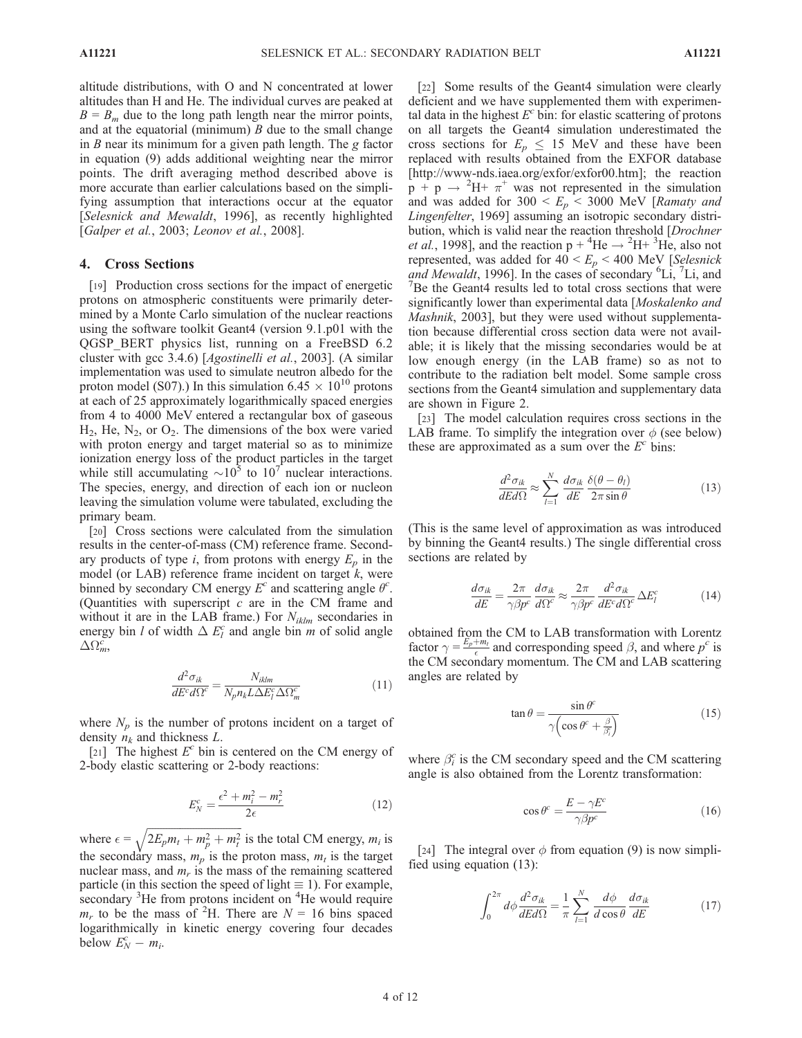altitude distributions, with O and N concentrated at lower altitudes than H and He. The individual curves are peaked at $B = B_m$ due to the long path length near the mirror points, and at the equatorial (minimum) $B$ due to the small change in $B$ near its minimum for a given path length. The $g$ factor in equation (9) adds additional weighting near the mirror points. The drift averaging method described above is more accurate than earlier calculations based on the simplifying assumption that interactions occur at the equator [*Selesnick and Mewaldt*, 1996], as recently highlighted [*Galper et al.*, 2003; *Leonov et al.*, 2008].

## 4. Cross Sections

[19] Production cross sections for the impact of energetic protons on atmospheric constituents were primarily determined by a Monte Carlo simulation of the nuclear reactions using the software toolkit Geant4 (version 9.1.p01 with the QGSP_BERT physics list, running on a FreeBSD 6.2 cluster with gcc 3.4.6) [*Agostinelli et al.*, 2003]. (A similar implementation was used to simulate neutron albedo for the proton model (S07).) In this simulation $6.45 \times 10^{10}$ protons at each of 25 approximately logarithmically spaced energies from 4 to 4000 MeV entered a rectangular box of gaseous $H_2$, He, $N_2$, or $O_2$. The dimensions of the box were varied with proton energy and target material so as to minimize ionization energy loss of the product particles in the target while still accumulating $\sim 10^5$ to $10^7$ nuclear interactions. The species, energy, and direction of each ion or nucleon leaving the simulation volume were tabulated, excluding the primary beam.

[20] Cross sections were calculated from the simulation results in the center-of-mass (CM) reference frame. Secondary products of type $i$, from protons with energy $E_p$ in the model (or LAB) reference frame incident on target $k$, were binned by secondary CM energy $E^c$ and scattering angle $\theta^c$. (Quantities with superscript $c$ are in the CM frame and without it are in the LAB frame.) For $N_{iklm}$ secondaries in energy bin $l$ of width $\Delta E_l^c$ and angle bin $m$ of solid angle $\Delta\Omega_m^c$,

$$\frac{d^2\sigma_{ik}}{dE^c d\Omega^c} = \frac{N_{iklm}}{N_p n_k L \Delta E_l^c \Delta\Omega_m^c} \tag{11}$$

where $N_p$ is the number of protons incident on a target of density $n_k$ and thickness $L$.

[21] The highest $E^c$ bin is centered on the CM energy of 2-body elastic scattering or 2-body reactions:

$$E_N^c = \frac{\epsilon^2 + m_i^2 - m_r^2}{2\epsilon} \tag{12}$$

where $\epsilon = \sqrt{2E_p m_t + m_p^2 + m_t^2}$ is the total CM energy, $m_i$ is the secondary mass, $m_p$ is the proton mass, $m_t$ is the target nuclear mass, and $m_r$ is the mass of the remaining scattered particle (in this section the speed of light $\equiv 1$). For example, secondary $^3$He from protons incident on $^4$He would require $m_r$ to be the mass of $^2$H. There are $N = 16$ bins spaced logarithmically in kinetic energy covering four decades below $E_N^c - m_i$.

[22] Some results of the Geant4 simulation were clearly deficient and we have supplemented them with experimental data in the highest $E^c$ bin: for elastic scattering of protons on all targets the Geant4 simulation underestimated the cross sections for $E_p \leq 15$ MeV and these have been replaced with results obtained from the EXFOR database [http://www-nds.iaea.org/exfor/exfor00.htm]; the reaction $p + p \rightarrow {}^2H + \pi^+$ was not represented in the simulation and was added for $300 < E_p < 3000$ MeV [*Ramaty and Lingenfelter*, 1969] assuming an isotropic secondary distribution, which is valid near the reaction threshold [*Drochner et al.*, 1998], and the reaction $p + {}^4He \rightarrow {}^2H + {}^3He$, also not represented, was added for $40 < E_p < 400$ MeV [*Selesnick and Mewaldt*, 1996]. In the cases of secondary $^6$Li, $^7$Li, and $^7$Be the Geant4 results led to total cross sections that were significantly lower than experimental data [*Moskalenko and Mashnik*, 2003], but they were used without supplementation because differential cross section data were not available; it is likely that the missing secondaries would be at low enough energy (in the LAB frame) so as not to contribute to the radiation belt model. Some sample cross sections from the Geant4 simulation and supplementary data are shown in Figure 2.

[23] The model calculation requires cross sections in the LAB frame. To simplify the integration over $\phi$ (see below) these are approximated as a sum over the $E^c$ bins:

$$\frac{d^2\sigma_{ik}}{dE d\Omega} \approx \sum_{l=1}^{N} \frac{d\sigma_{ik}}{dE} \frac{\delta(\theta - \theta_l)}{2\pi \sin\theta} \tag{13}$$

(This is the same level of approximation as was introduced by binning the Geant4 results.) The single differential cross sections are related by

$$\frac{d\sigma_{ik}}{dE} = \frac{2\pi}{\gamma\beta p^c} \frac{d\sigma_{ik}}{d\Omega^c} \approx \frac{2\pi}{\gamma\beta p^c} \frac{d^2\sigma_{ik}}{dE^c d\Omega^c} \Delta E_l^c \tag{14}$$

obtained from the CM to LAB transformation with Lorentz factor $\gamma = \frac{E_p + m_t}{\epsilon}$ and corresponding speed $\beta$, and where $p^c$ is the CM secondary momentum. The CM and LAB scattering angles are related by

$$\tan\theta = \frac{\sin\theta^c}{\gamma\left(\cos\theta^c + \frac{\beta}{\beta_i^c}\right)} \tag{15}$$

where $\beta_i^c$ is the CM secondary speed and the CM scattering angle is also obtained from the Lorentz transformation:

$$\cos\theta^c = \frac{E - \gamma E^c}{\gamma\beta p^c} \tag{16}$$

[24] The integral over $\phi$ from equation (9) is now simplified using equation (13):

$$\int_0^{2\pi} d\phi \frac{d^2\sigma_{ik}}{dE d\Omega} = \frac{1}{\pi} \sum_{l=1}^{N} \frac{d\phi}{d\cos\theta} \frac{d\sigma_{ik}}{dE} \tag{17}$$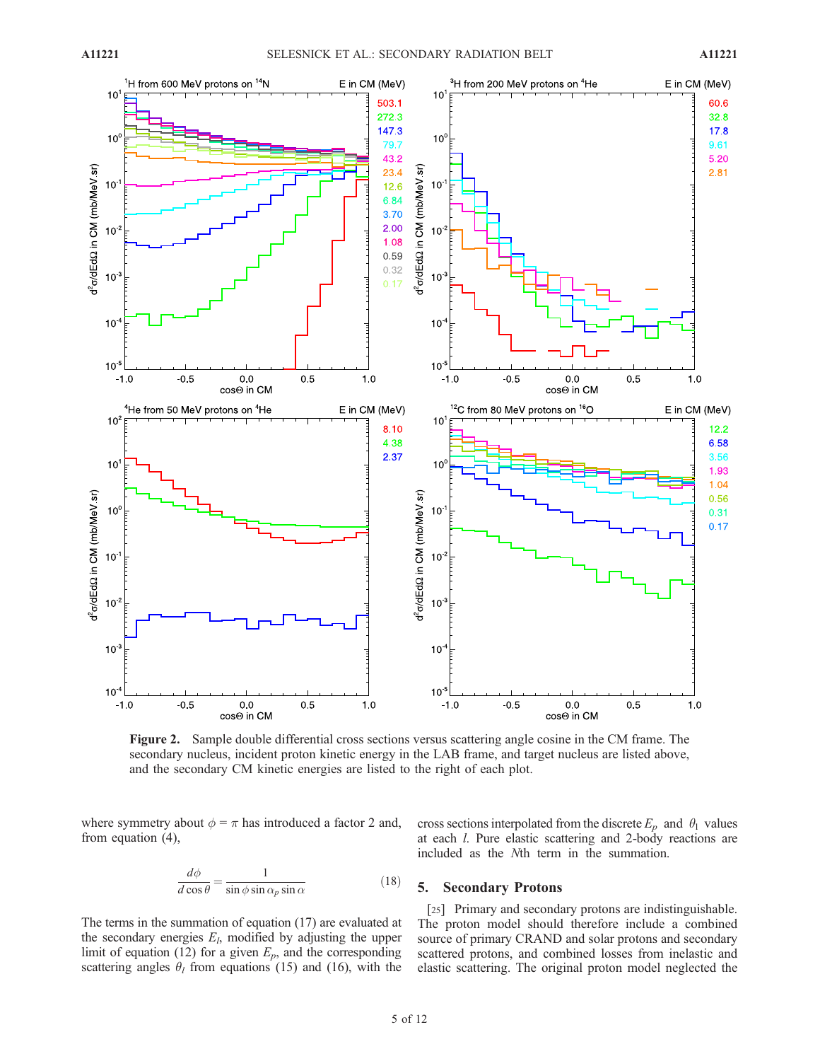**Figure 2.** Sample double differential cross sections versus scattering angle cosine in the CM frame. The secondary nucleus, incident proton kinetic energy in the LAB frame, and target nucleus are listed above, and the secondary CM kinetic energies are listed to the right of each plot.

where symmetry about $\phi = \pi$ has introduced a factor 2 and, from equation (4),

$$\frac{d\phi}{d\cos\theta} = \frac{1}{\sin\phi \sin\alpha_p \sin\alpha} \tag{18}$$

The terms in the summation of equation (17) are evaluated at the secondary energies $E_l$, modified by adjusting the upper limit of equation (12) for a given $E_p$, and the corresponding scattering angles $\theta_l$ from equations (15) and (16), with the cross sections interpolated from the discrete $E_p$ and $\theta_1$ values at each $l$. Pure elastic scattering and 2-body reactions are included as the $N$th term in the summation.

## 5. Secondary Protons

[25] Primary and secondary protons are indistinguishable. The proton model should therefore include a combined source of primary CRAND and solar protons and secondary scattered protons, and combined losses from inelastic and elastic scattering. The original proton model neglected the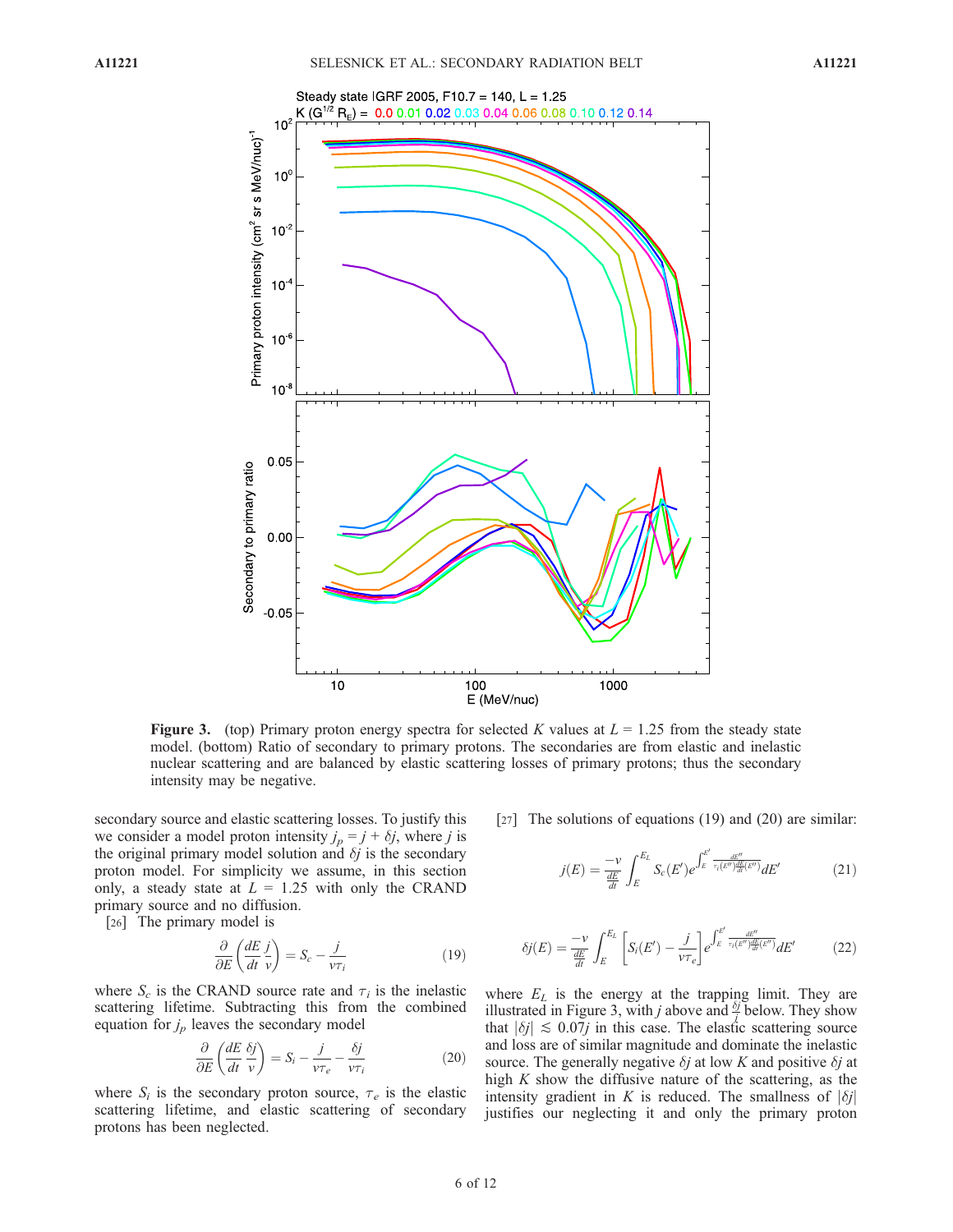**Figure 3.** (top) Primary proton energy spectra for selected $K$ values at $L = 1.25$ from the steady state model. (bottom) Ratio of secondary to primary protons. The secondaries are from elastic and inelastic nuclear scattering and are balanced by elastic scattering losses of primary protons; thus the secondary intensity may be negative.

secondary source and elastic scattering losses. To justify this we consider a model proton intensity $j_p = j + \delta j$, where $j$ is the original primary model solution and $\delta j$ is the secondary proton model. For simplicity we assume, in this section only, a steady state at $L = 1.25$ with only the CRAND primary source and no diffusion.

[26] The primary model is

$$\frac{\partial}{\partial E}\left(\frac{dE}{dt}\frac{j}{v}\right) = S_c - \frac{j}{v\tau_i} \tag{19}$$

where $S_c$ is the CRAND source rate and $\tau_i$ is the inelastic scattering lifetime. Subtracting this from the combined equation for $j_p$ leaves the secondary model

$$\frac{\partial}{\partial E}\left(\frac{dE}{dt}\frac{\delta j}{v}\right) = S_i - \frac{j}{v\tau_e} - \frac{\delta j}{v\tau_i} \tag{20}$$

where $S_i$ is the secondary proton source, $\tau_e$ is the elastic scattering lifetime, and elastic scattering of secondary protons has been neglected.

[27] The solutions of equations (19) and (20) are similar:

$$j(E) = \frac{-v}{\frac{dE}{dt}} \int_E^{E_L} S_c(E') e^{\int_E^{E'} \frac{dE''}{\tau_i(E'')\frac{dE}{dt}(E'')}} dE' \tag{21}$$

$$\delta j(E) = \frac{-v}{\frac{dE}{dt}} \int_E^{E_L} \left[S_i(E') - \frac{j}{v\tau_e}\right] e^{\int_E^{E'} \frac{dE''}{\tau_i(E'')\frac{dE}{dt}(E'')}} dE' \tag{22}$$

where $E_L$ is the energy at the trapping limit. They are illustrated in Figure 3, with $j$ above and $\frac{\delta j}{j}$ below. They show that $|\delta j| \lesssim 0.07 j$ in this case. The elastic scattering source and loss are of similar magnitude and dominate the inelastic source. The generally negative $\delta j$ at low $K$ and positive $\delta j$ at high $K$ show the diffusive nature of the scattering, as the intensity gradient in $K$ is reduced. The smallness of $|\delta j|$ justifies our neglecting it and only the primary proton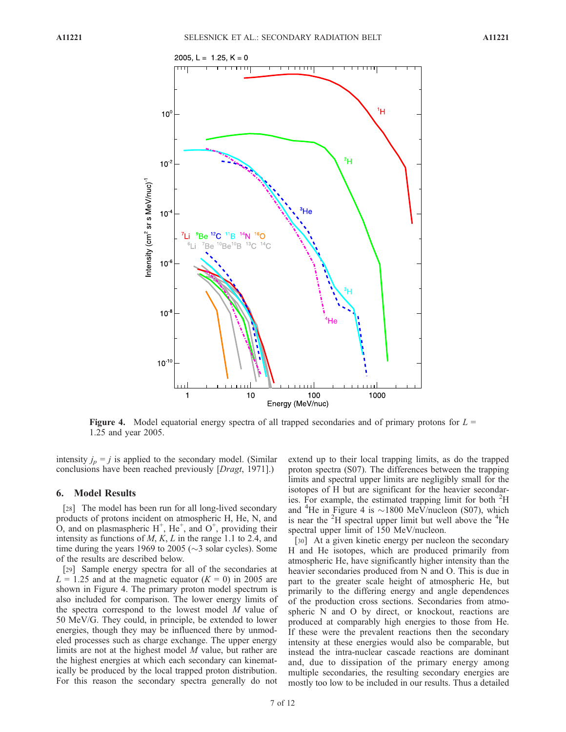**Figure 4.** Model equatorial energy spectra of all trapped secondaries and of primary protons for $L$ = 1.25 and year 2005.

intensity $j_p = j$ is applied to the secondary model. (Similar conclusions have been reached previously [*Dragt*, 1971].)

## 6. Model Results

[28] The model has been run for all long-lived secondary products of protons incident on atmospheric H, He, N, and O, and on plasmaspheric $H^+$, $He^+$, and $O^+$, providing their intensity as functions of $M$, $K$, $L$ in the range 1.1 to 2.4, and time during the years 1969 to 2005 (~3 solar cycles). Some of the results are described below.

[29] Sample energy spectra for all of the secondaries at $L$ = 1.25 and at the magnetic equator ($K$ = 0) in 2005 are shown in Figure 4. The primary proton model spectrum is also included for comparison. The lower energy limits of the spectra correspond to the lowest model $M$ value of 50 MeV/G. They could, in principle, be extended to lower energies, though they may be influenced there by unmodeled processes such as charge exchange. The upper energy limits are not at the highest model $M$ value, but rather are the highest energies at which each secondary can kinematically be produced by the local trapped proton distribution. For this reason the secondary spectra generally do not extend up to their local trapping limits, as do the trapped proton spectra (S07). The differences between the trapping limits and spectral upper limits are negligibly small for the isotopes of H but are significant for the heavier secondaries. For example, the estimated trapping limit for both $^2$H and $^4$He in Figure 4 is ~1800 MeV/nucleon (S07), which is near the $^2$H spectral upper limit but well above the $^4$He spectral upper limit of 150 MeV/nucleon.

[30] At a given kinetic energy per nucleon the secondary H and He isotopes, which are produced primarily from atmospheric He, have significantly higher intensity than the heavier secondaries produced from N and O. This is due in part to the greater scale height of atmospheric He, but primarily to the differing energy and angle dependences of the production cross sections. Secondaries from atmospheric N and O by direct, or knockout, reactions are produced at comparably high energies to those from He. If these were the prevalent reactions then the secondary intensity at these energies would also be comparable, but instead the intra-nuclear cascade reactions are dominant and, due to dissipation of the primary energy among multiple secondaries, the resulting secondary energies are mostly too low to be included in our results. Thus a detailed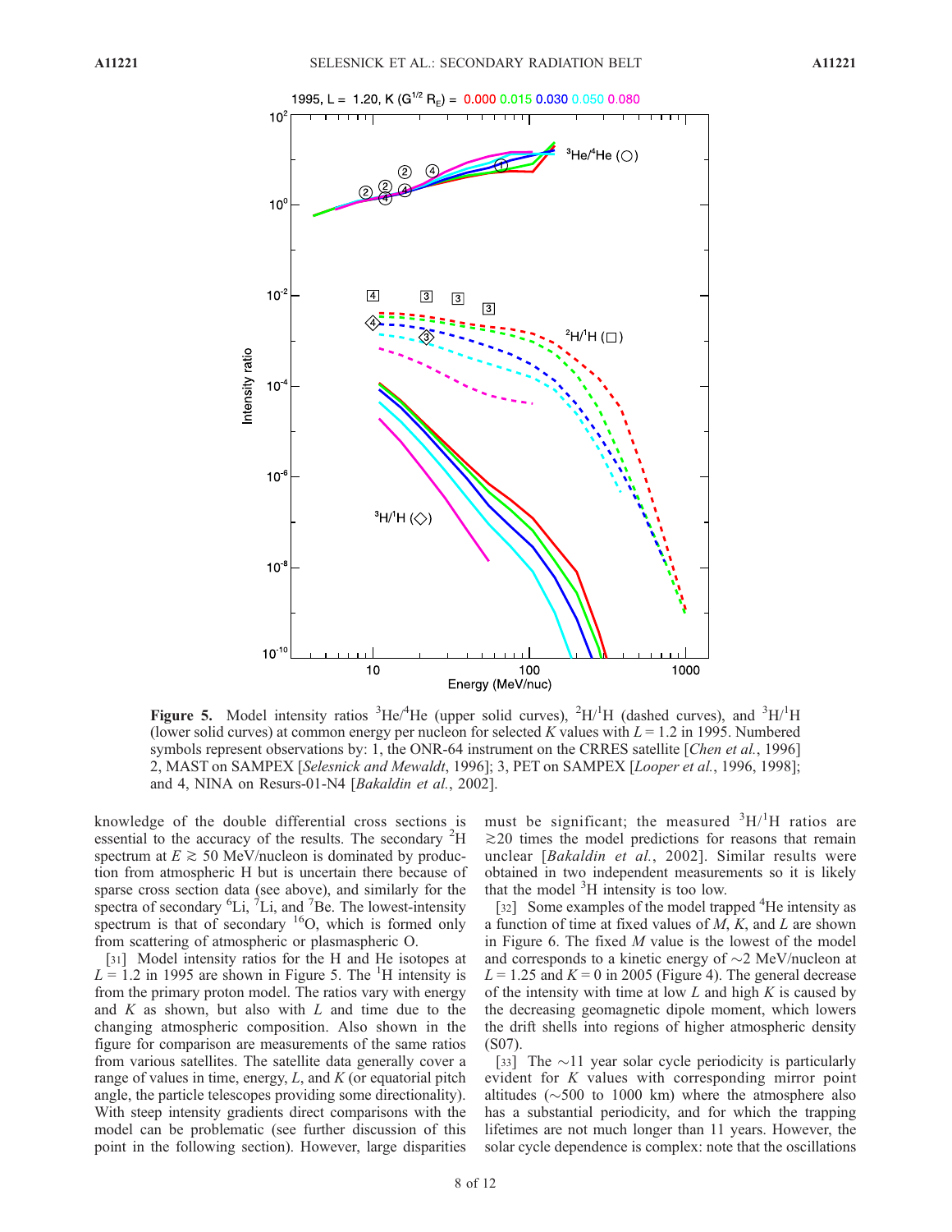**Figure 5.** Model intensity ratios $^3$He/$^4$He (upper solid curves), $^2$H/$^1$H (dashed curves), and $^3$H/$^1$H (lower solid curves) at common energy per nucleon for selected $K$ values with $L = 1.2$ in 1995. Numbered symbols represent observations by: 1, the ONR-64 instrument on the CRRES satellite [*Chen et al.*, 1996] 2, MAST on SAMPEX [*Selesnick and Mewaldt*, 1996]; 3, PET on SAMPEX [*Looper et al.*, 1996, 1998]; and 4, NINA on Resurs-01-N4 [*Bakaldin et al.*, 2002].

knowledge of the double differential cross sections is essential to the accuracy of the results. The secondary $^2$H spectrum at $E \gtrsim 50$ MeV/nucleon is dominated by production from atmospheric H but is uncertain there because of sparse cross section data (see above), and similarly for the spectra of secondary $^6$Li, $^7$Li, and $^7$Be. The lowest-intensity spectrum is that of secondary $^{16}$O, which is formed only from scattering of atmospheric or plasmaspheric O.

[31] Model intensity ratios for the H and He isotopes at $L = 1.2$ in 1995 are shown in Figure 5. The $^1$H intensity is from the primary proton model. The ratios vary with energy and $K$ as shown, but also with $L$ and time due to the changing atmospheric composition. Also shown in the figure for comparison are measurements of the same ratios from various satellites. The satellite data generally cover a range of values in time, energy, $L$, and $K$ (or equatorial pitch angle, the particle telescopes providing some directionality). With steep intensity gradients direct comparisons with the model can be problematic (see further discussion of this point in the following section). However, large disparities must be significant; the measured $^3$H/$^1$H ratios are $\gtrsim$20 times the model predictions for reasons that remain unclear [*Bakaldin et al.*, 2002]. Similar results were obtained in two independent measurements so it is likely that the model $^3$H intensity is too low.

[32] Some examples of the model trapped $^4$He intensity as a function of time at fixed values of $M$, $K$, and $L$ are shown in Figure 6. The fixed $M$ value is the lowest of the model and corresponds to a kinetic energy of ~2 MeV/nucleon at $L = 1.25$ and $K = 0$ in 2005 (Figure 4). The general decrease of the intensity with time at low $L$ and high $K$ is caused by the decreasing geomagnetic dipole moment, which lowers the drift shells into regions of higher atmospheric density (S07).

[33] The ~11 year solar cycle periodicity is particularly evident for $K$ values with corresponding mirror point altitudes (~500 to 1000 km) where the atmosphere also has a substantial periodicity, and for which the trapping lifetimes are not much longer than 11 years. However, the solar cycle dependence is complex: note that the oscillations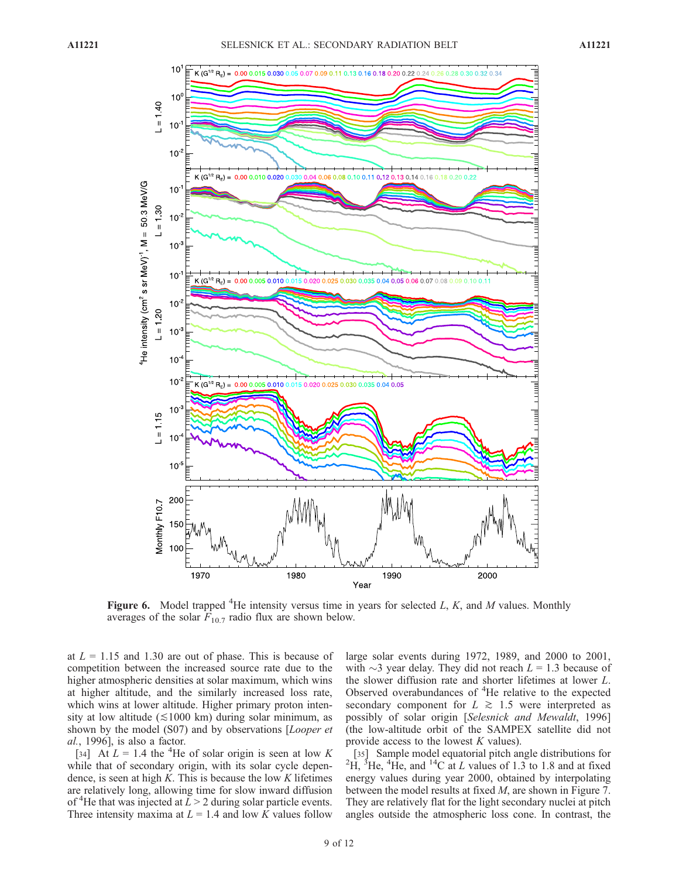Figure 6. Model trapped $^4$He intensity versus time in years for selected $L$, $K$, and $M$ values. Monthly averages of the solar $F_{10.7}$ radio flux are shown below.

at $L$ = 1.15 and 1.30 are out of phase. This is because of competition between the increased source rate due to the higher atmospheric densities at solar maximum, which wins at higher altitude, and the similarly increased loss rate, which wins at lower altitude. Higher primary proton intensity at low altitude ($\lesssim$1000 km) during solar minimum, as shown by the model (S07) and by observations [*Looper et al.*, 1996], is also a factor.

[34] At $L$ = 1.4 the $^4$He of solar origin is seen at low $K$ while that of secondary origin, with its solar cycle dependence, is seen at high $K$. This is because the low $K$ lifetimes are relatively long, allowing time for slow inward diffusion of $^4$He that was injected at $L > 2$ during solar particle events. Three intensity maxima at $L$ = 1.4 and low $K$ values follow large solar events during 1972, 1989, and 2000 to 2001, with ~3 year delay. They did not reach $L$ = 1.3 because of the slower diffusion rate and shorter lifetimes at lower $L$. Observed overabundances of $^4$He relative to the expected secondary component for $L \gtrsim 1.5$ were interpreted as possibly of solar origin [*Selesnick and Mewaldt*, 1996] (the low-altitude orbit of the SAMPEX satellite did not provide access to the lowest $K$ values).

[35] Sample model equatorial pitch angle distributions for $^2$H, $^3$He, $^4$He, and $^{14}$C at $L$ values of 1.3 to 1.8 and at fixed energy values during year 2000, obtained by interpolating between the model results at fixed $M$, are shown in Figure 7. They are relatively flat for the light secondary nuclei at pitch angles outside the atmospheric loss cone. In contrast, the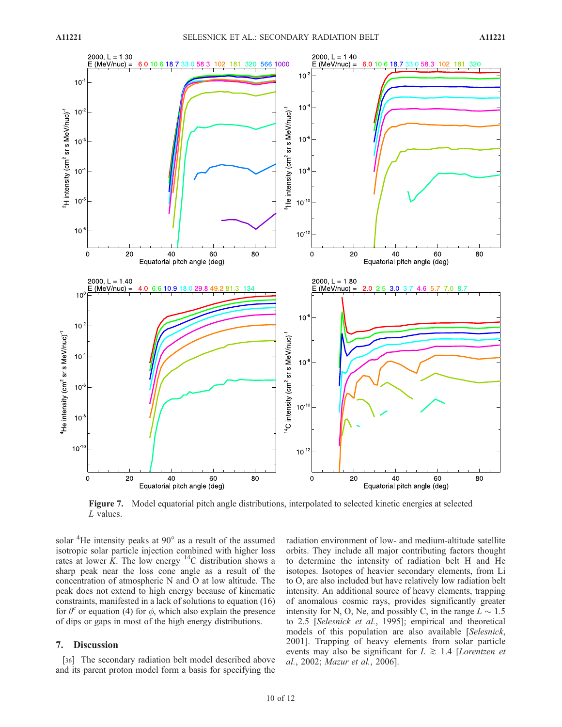**Figure 7.** Model equatorial pitch angle distributions, interpolated to selected kinetic energies at selected $L$ values.

solar $^4$He intensity peaks at 90° as a result of the assumed isotropic solar particle injection combined with higher loss rates at lower $K$. The low energy $^{14}$C distribution shows a sharp peak near the loss cone angle as a result of the concentration of atmospheric N and O at low altitude. The peak does not extend to high energy because of kinematic constraints, manifested in a lack of solutions to equation (16) for $\theta^c$ or equation (4) for $\phi$, which also explain the presence of dips or gaps in most of the high energy distributions.

## 7. Discussion

[36] The secondary radiation belt model described above and its parent proton model form a basis for specifying the radiation environment of low- and medium-altitude satellite orbits. They include all major contributing factors thought to determine the intensity of radiation belt H and He isotopes. Isotopes of heavier secondary elements, from Li to O, are also included but have relatively low radiation belt intensity. An additional source of heavy elements, trapping of anomalous cosmic rays, provides significantly greater intensity for N, O, Ne, and possibly C, in the range $L \sim 1.5$ to 2.5 [*Selesnick et al.*, 1995]; empirical and theoretical models of this population are also available [*Selesnick*, 2001]. Trapping of heavy elements from solar particle events may also be significant for $L \gtrsim 1.4$ [*Lorentzen et al.*, 2002; *Mazur et al.*, 2006].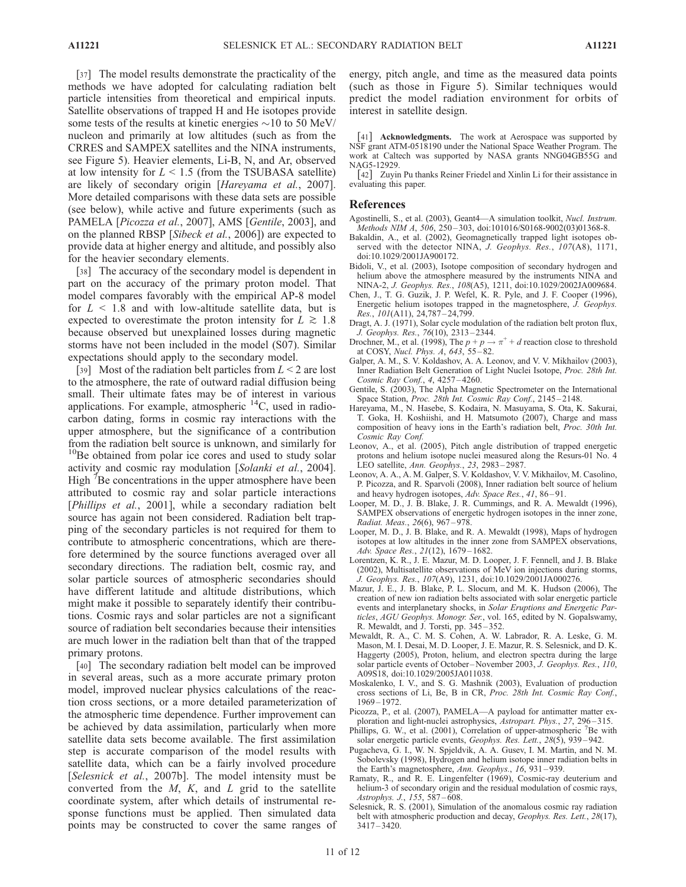[37] The model results demonstrate the practicality of the methods we have adopted for calculating radiation belt particle intensities from theoretical and empirical inputs. Satellite observations of trapped H and He isotopes provide some tests of the results at kinetic energies ~10 to 50 MeV/nucleon and primarily at low altitudes (such as from the CRRES and SAMPEX satellites and the NINA instruments, see Figure 5). Heavier elements, Li-B, N, and Ar, observed at low intensity for $L < 1.5$ (from the TSUBASA satellite) are likely of secondary origin [*Hareyama et al.*, 2007]. More detailed comparisons with these data sets are possible (see below), while active and future experiments (such as PAMELA [*Picozza et al.*, 2007], AMS [*Gentile*, 2003], and on the planned RBSP [*Sibeck et al.*, 2006]) are expected to provide data at higher energy and altitude, and possibly also for the heavier secondary elements.

[38] The accuracy of the secondary model is dependent in part on the accuracy of the primary proton model. That model compares favorably with the empirical AP-8 model for $L < 1.8$ and with low-altitude satellite data, but is expected to overestimate the proton intensity for $L \gtrsim 1.8$ because observed but unexplained losses during magnetic storms have not been included in the model (S07). Similar expectations should apply to the secondary model.

[39] Most of the radiation belt particles from $L < 2$ are lost to the atmosphere, the rate of outward radial diffusion being small. Their ultimate fates may be of interest in various applications. For example, atmospheric $^{14}$C, used in radiocarbon dating, forms in cosmic ray interactions with the upper atmosphere, but the significance of a contribution from the radiation belt source is unknown, and similarly for $^{10}$Be obtained from polar ice cores and used to study solar activity and cosmic ray modulation [*Solanki et al.*, 2004]. High $^{7}$Be concentrations in the upper atmosphere have been attributed to cosmic ray and solar particle interactions [*Phillips et al.*, 2001], while a secondary radiation belt source has again not been considered. Radiation belt trapping of the secondary particles is not required for them to contribute to atmospheric concentrations, which are therefore determined by the source functions averaged over all secondary directions. The radiation belt, cosmic ray, and solar particle sources of atmospheric secondaries should have different latitude and altitude distributions, which might make it possible to separately identify their contributions. Cosmic rays and solar particles are not a significant source of radiation belt secondaries because their intensities are much lower in the radiation belt than that of the trapped primary protons.

[40] The secondary radiation belt model can be improved in several areas, such as a more accurate primary proton model, improved nuclear physics calculations of the reaction cross sections, or a more detailed parameterization of the atmospheric time dependence. Further improvement can be achieved by data assimilation, particularly when more satellite data sets become available. The first assimilation step is accurate comparison of the model results with satellite data, which can be a fairly involved procedure [*Selesnick et al.*, 2007b]. The model intensity must be converted from the $M$, $K$, and $L$ grid to the satellite coordinate system, after which details of instrumental response functions must be applied. Then simulated data points may be constructed to cover the same ranges of energy, pitch angle, and time as the measured data points (such as those in Figure 5). Similar techniques would predict the model radiation environment for orbits of interest in satellite design.

[41] **Acknowledgments.** The work at Aerospace was supported by NSF grant ATM-0518190 under the National Space Weather Program. The work at Caltech was supported by NASA grants NNG04GB55G and NAG5-12929.

[42] Zuyin Pu thanks Reiner Friedel and Xinlin Li for their assistance in evaluating this paper.

## References

Agostinelli, S., et al. (2003), Geant4—A simulation toolkit, *Nucl. Instrum. Methods NIM A*, *506*, 250–303, doi:101016/S0168-9002(03)01368-8.

Bakaldin, A., et al. (2002), Geomagnetically trapped light isotopes observed with the detector NINA, *J. Geophys. Res.*, *107*(A8), 1171, doi:10.1029/2001JA900172.

Bidoli, V., et al. (2003), Isotope composition of secondary hydrogen and helium above the atmosphere measured by the instruments NINA and NINA-2, *J. Geophys. Res.*, *108*(A5), 1211, doi:10.1029/2002JA009684.

Chen, J., T. G. Guzik, J. P. Wefel, K. R. Pyle, and J. F. Cooper (1996), Energetic helium isotopes trapped in the magnetosphere, *J. Geophys. Res.*, *101*(A11), 24,787–24,799.

Dragt, A. J. (1971), Solar cycle modulation of the radiation belt proton flux, *J. Geophys. Res.*, *76*(10), 2313–2344.

Drochner, M., et al. (1998), The $p + p \rightarrow \pi^+ + d$ reaction close to threshold at COSY, *Nucl. Phys. A*, *643*, 55–82.

Galper, A. M., S. V. Koldashov, A. A. Leonov, and V. V. Mikhailov (2003), Inner Radiation Belt Generation of Light Nuclei Isotope, *Proc. 28th Int. Cosmic Ray Conf.*, *4*, 4257–4260.

Gentile, S. (2003), The Alpha Magnetic Spectrometer on the International Space Station, *Proc. 28th Int. Cosmic Ray Conf.*, 2145–2148.

Hareyama, M., N. Hasebe, S. Kodaira, N. Masuyama, S. Ota, K. Sakurai, T. Goka, H. Koshiishi, and H. Matsumoto (2007), Charge and mass composition of heavy ions in the Earth's radiation belt, *Proc. 30th Int. Cosmic Ray Conf.*

Leonov, A., et al. (2005), Pitch angle distribution of trapped energetic protons and helium isotope nuclei measured along the Resurs-01 No. 4 LEO satellite, *Ann. Geophys.*, *23*, 2983–2987.

Leonov, A. A., A. M. Galper, S. V. Koldashov, V. V. Mikhailov, M. Casolino, P. Picozza, and R. Sparvoli (2008), Inner radiation belt source of helium and heavy hydrogen isotopes, *Adv. Space Res.*, *41*, 86–91.

Looper, M. D., J. B. Blake, J. R. Cummings, and R. A. Mewaldt (1996), SAMPEX observations of energetic hydrogen isotopes in the inner zone, *Radiat. Meas.*, *26*(6), 967–978.

Looper, M. D., J. B. Blake, and R. A. Mewaldt (1998), Maps of hydrogen isotopes at low altitudes in the inner zone from SAMPEX observations, *Adv. Space Res.*, *21*(12), 1679–1682.

Lorentzen, K. R., J. E. Mazur, M. D. Looper, J. F. Fennell, and J. B. Blake (2002), Multisatellite observations of MeV ion injections during storms, *J. Geophys. Res.*, *107*(A9), 1231, doi:10.1029/2001JA000276.

Mazur, J. E., J. B. Blake, P. L. Slocum, and M. K. Hudson (2006), The creation of new ion radiation belts associated with solar energetic particle events and interplanetary shocks, in *Solar Eruptions and Energetic Particles*, *AGU Geophys. Monogr. Ser.*, vol. 165, edited by N. Gopalswamy, R. Mewaldt, and J. Torsti, pp. 345–352.

Mewaldt, R. A., C. M. S. Cohen, A. W. Labrador, R. A. Leske, G. M. Mason, M. I. Desai, M. D. Looper, J. E. Mazur, R. S. Selesnick, and D. K. Haggerty (2005), Proton, helium, and electron spectra during the large solar particle events of October–November 2003, *J. Geophys. Res.*, *110*, A09S18, doi:10.1029/2005JA011038.

Moskalenko, I. V., and S. G. Mashnik (2003), Evaluation of production cross sections of Li, Be, B in CR, *Proc. 28th Int. Cosmic Ray Conf.*, 1969–1972.

Picozza, P., et al. (2007), PAMELA—A payload for antimatter matter exploration and light-nuclei astrophysics, *Astropart. Phys.*, *27*, 296–315.

Phillips, G. W., et al. (2001), Correlation of upper-atmospheric $^{7}$Be with solar energetic particle events, *Geophys. Res. Lett.*, *28*(5), 939–942.

Pugacheva, G. I., W. N. Spjeldvik, A. A. Gusev, I. M. Martin, and N. M. Sobolevsky (1998), Hydrogen and helium isotope inner radiation belts in the Earth's magnetosphere, *Ann. Geophys.*, *16*, 931–939.

Ramaty, R., and R. E. Lingenfelter (1969), Cosmic-ray deuterium and helium-3 of secondary origin and the residual modulation of cosmic rays, *Astrophys. J.*, *155*, 587–608.

Selesnick, R. S. (2001), Simulation of the anomalous cosmic ray radiation belt with atmospheric production and decay, *Geophys. Res. Lett.*, *28*(17), 3417–3420.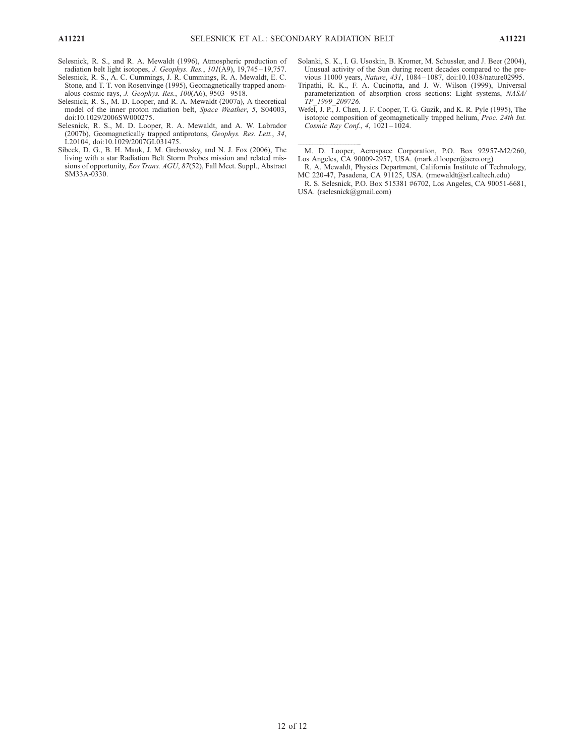Selesnick, R. S., and R. A. Mewaldt (1996), Atmospheric production of radiation belt light isotopes, *J. Geophys. Res.*, *101*(A9), 19,745–19,757.

Selesnick, R. S., A. C. Cummings, J. R. Cummings, R. A. Mewaldt, E. C. Stone, and T. T. von Rosenvinge (1995), Geomagnetically trapped anomalous cosmic rays, *J. Geophys. Res.*, *100*(A6), 9503–9518.

Selesnick, R. S., M. D. Looper, and R. A. Mewaldt (2007a), A theoretical model of the inner proton radiation belt, *Space Weather*, *5*, S04003, doi:10.1029/2006SW000275.

Selesnick, R. S., M. D. Looper, R. A. Mewaldt, and A. W. Labrador (2007b), Geomagnetically trapped antiprotons, *Geophys. Res. Lett.*, *34*, L20104, doi:10.1029/2007GL031475.

Sibeck, D. G., B. H. Mauk, J. M. Grebowsky, and N. J. Fox (2006), The living with a star Radiation Belt Storm Probes mission and related missions of opportunity, *Eos Trans. AGU*, *87*(52), Fall Meet. Suppl., Abstract SM33A-0330.

Solanki, S. K., I. G. Usoskin, B. Kromer, M. Schussler, and J. Beer (2004), Unusual activity of the Sun during recent decades compared to the previous 11000 years, *Nature*, *431*, 1084–1087, doi:10.1038/nature02995.

Tripathi, R. K., F. A. Cucinotta, and J. W. Wilson (1999), Universal parameterization of absorption cross sections: Light systems, *NASA/TP_1999_209726*.

Wefel, J. P., J. Chen, J. F. Cooper, T. G. Guzik, and K. R. Pyle (1995), The isotopic composition of geomagnetically trapped helium, *Proc. 24th Int. Cosmic Ray Conf.*, *4*, 1021–1024.

---

M. D. Looper, Aerospace Corporation, P.O. Box 92957-M2/260, Los Angeles, CA 90009-2957, USA. (mark.d.looper@aero.org)

R. A. Mewaldt, Physics Department, California Institute of Technology, MC 220-47, Pasadena, CA 91125, USA. (rmewaldt@srl.caltech.edu)

R. S. Selesnick, P.O. Box 515381 #6702, Los Angeles, CA 90051-6681, USA. (rselesnick@gmail.com)